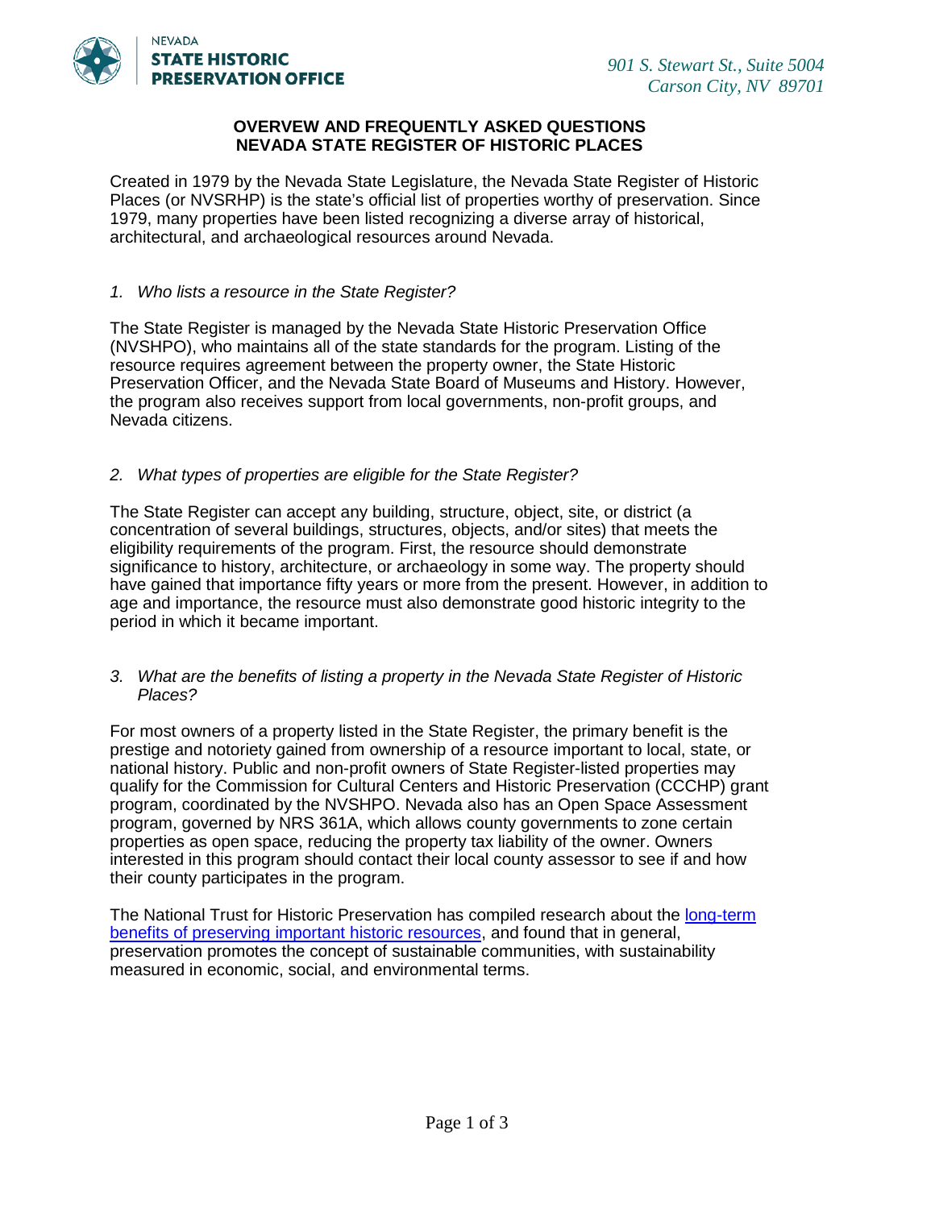NEVADA
**STATE HISTORIC PRESERVATION OFFICE**

*901 S. Stewart St., Suite 5004*
*Carson City, NV 89701*

## OVERVEW AND FREQUENTLY ASKED QUESTIONS
## NEVADA STATE REGISTER OF HISTORIC PLACES

Created in 1979 by the Nevada State Legislature, the Nevada State Register of Historic Places (or NVSRHP) is the state's official list of properties worthy of preservation. Since 1979, many properties have been listed recognizing a diverse array of historical, architectural, and archaeological resources around Nevada.

*1. Who lists a resource in the State Register?*

The State Register is managed by the Nevada State Historic Preservation Office (NVSHPO), who maintains all of the state standards for the program. Listing of the resource requires agreement between the property owner, the State Historic Preservation Officer, and the Nevada State Board of Museums and History. However, the program also receives support from local governments, non-profit groups, and Nevada citizens.

*2. What types of properties are eligible for the State Register?*

The State Register can accept any building, structure, object, site, or district (a concentration of several buildings, structures, objects, and/or sites) that meets the eligibility requirements of the program. First, the resource should demonstrate significance to history, architecture, or archaeology in some way. The property should have gained that importance fifty years or more from the present. However, in addition to age and importance, the resource must also demonstrate good historic integrity to the period in which it became important.

*3. What are the benefits of listing a property in the Nevada State Register of Historic Places?*

For most owners of a property listed in the State Register, the primary benefit is the prestige and notoriety gained from ownership of a resource important to local, state, or national history. Public and non-profit owners of State Register-listed properties may qualify for the Commission for Cultural Centers and Historic Preservation (CCCHP) grant program, coordinated by the NVSHPO. Nevada also has an Open Space Assessment program, governed by NRS 361A, which allows county governments to zone certain properties as open space, reducing the property tax liability of the owner. Owners interested in this program should contact their local county assessor to see if and how their county participates in the program.

The National Trust for Historic Preservation has compiled research about the long-term benefits of preserving important historic resources, and found that in general, preservation promotes the concept of sustainable communities, with sustainability measured in economic, social, and environmental terms.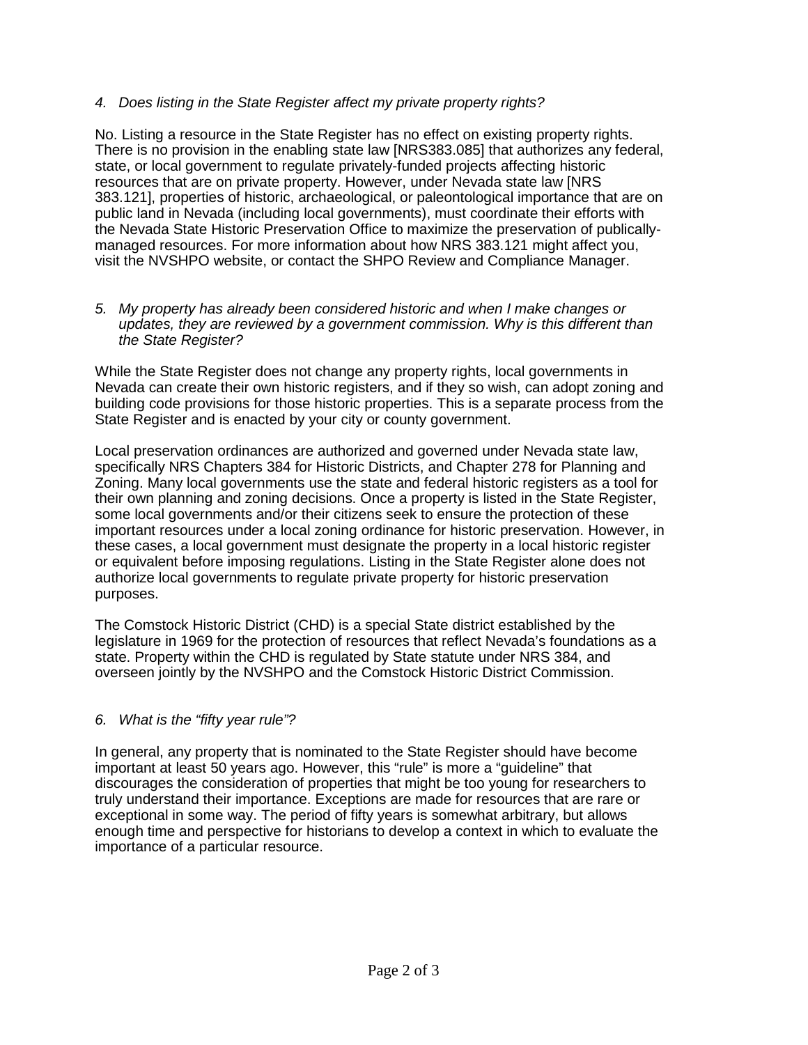*4. Does listing in the State Register affect my private property rights?*

No. Listing a resource in the State Register has no effect on existing property rights. There is no provision in the enabling state law [NRS383.085] that authorizes any federal, state, or local government to regulate privately-funded projects affecting historic resources that are on private property. However, under Nevada state law [NRS 383.121], properties of historic, archaeological, or paleontological importance that are on public land in Nevada (including local governments), must coordinate their efforts with the Nevada State Historic Preservation Office to maximize the preservation of publically-managed resources. For more information about how NRS 383.121 might affect you, visit the NVSHPO website, or contact the SHPO Review and Compliance Manager.

*5. My property has already been considered historic and when I make changes or updates, they are reviewed by a government commission. Why is this different than the State Register?*

While the State Register does not change any property rights, local governments in Nevada can create their own historic registers, and if they so wish, can adopt zoning and building code provisions for those historic properties. This is a separate process from the State Register and is enacted by your city or county government.

Local preservation ordinances are authorized and governed under Nevada state law, specifically NRS Chapters 384 for Historic Districts, and Chapter 278 for Planning and Zoning. Many local governments use the state and federal historic registers as a tool for their own planning and zoning decisions. Once a property is listed in the State Register, some local governments and/or their citizens seek to ensure the protection of these important resources under a local zoning ordinance for historic preservation. However, in these cases, a local government must designate the property in a local historic register or equivalent before imposing regulations. Listing in the State Register alone does not authorize local governments to regulate private property for historic preservation purposes.

The Comstock Historic District (CHD) is a special State district established by the legislature in 1969 for the protection of resources that reflect Nevada's foundations as a state. Property within the CHD is regulated by State statute under NRS 384, and overseen jointly by the NVSHPO and the Comstock Historic District Commission.

*6. What is the "fifty year rule"?*

In general, any property that is nominated to the State Register should have become important at least 50 years ago. However, this "rule" is more a "guideline" that discourages the consideration of properties that might be too young for researchers to truly understand their importance. Exceptions are made for resources that are rare or exceptional in some way. The period of fifty years is somewhat arbitrary, but allows enough time and perspective for historians to develop a context in which to evaluate the importance of a particular resource.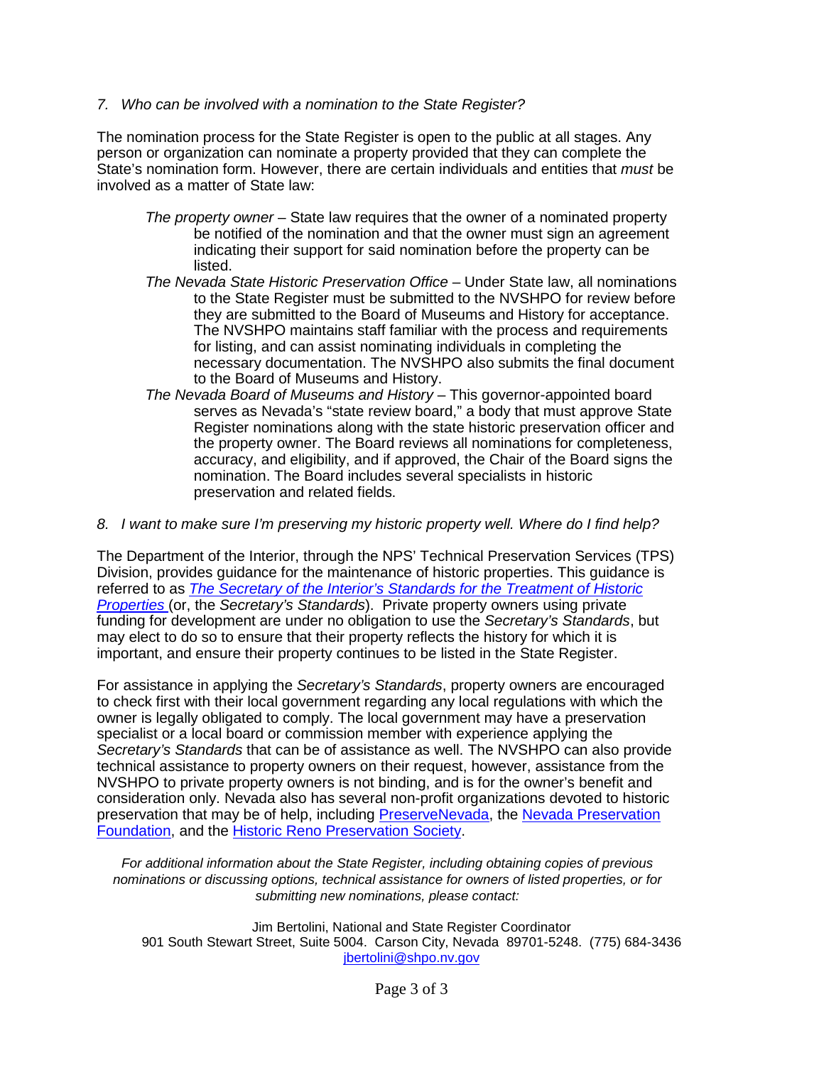*7. Who can be involved with a nomination to the State Register?*

The nomination process for the State Register is open to the public at all stages. Any person or organization can nominate a property provided that they can complete the State's nomination form. However, there are certain individuals and entities that *must* be involved as a matter of State law:

*The property owner* – State law requires that the owner of a nominated property be notified of the nomination and that the owner must sign an agreement indicating their support for said nomination before the property can be listed.

*The Nevada State Historic Preservation Office* – Under State law, all nominations to the State Register must be submitted to the NVSHPO for review before they are submitted to the Board of Museums and History for acceptance. The NVSHPO maintains staff familiar with the process and requirements for listing, and can assist nominating individuals in completing the necessary documentation. The NVSHPO also submits the final document to the Board of Museums and History.

*The Nevada Board of Museums and History* – This governor-appointed board serves as Nevada's "state review board," a body that must approve State Register nominations along with the state historic preservation officer and the property owner. The Board reviews all nominations for completeness, accuracy, and eligibility, and if approved, the Chair of the Board signs the nomination. The Board includes several specialists in historic preservation and related fields.

*8. I want to make sure I'm preserving my historic property well. Where do I find help?*

The Department of the Interior, through the NPS' Technical Preservation Services (TPS) Division, provides guidance for the maintenance of historic properties. This guidance is referred to as *The Secretary of the Interior's Standards for the Treatment of Historic Properties* (or, the *Secretary's Standards*). Private property owners using private funding for development are under no obligation to use the *Secretary's Standards*, but may elect to do so to ensure that their property reflects the history for which it is important, and ensure their property continues to be listed in the State Register.

For assistance in applying the *Secretary's Standards*, property owners are encouraged to check first with their local government regarding any local regulations with which the owner is legally obligated to comply. The local government may have a preservation specialist or a local board or commission member with experience applying the *Secretary's Standards* that can be of assistance as well. The NVSHPO can also provide technical assistance to property owners on their request, however, assistance from the NVSHPO to private property owners is not binding, and is for the owner's benefit and consideration only. Nevada also has several non-profit organizations devoted to historic preservation that may be of help, including PreserveNevada, the Nevada Preservation Foundation, and the Historic Reno Preservation Society.

*For additional information about the State Register, including obtaining copies of previous nominations or discussing options, technical assistance for owners of listed properties, or for submitting new nominations, please contact:*

Jim Bertolini, National and State Register Coordinator
901 South Stewart Street, Suite 5004. Carson City, Nevada 89701-5248. (775) 684-3436
jbertolini@shpo.nv.gov